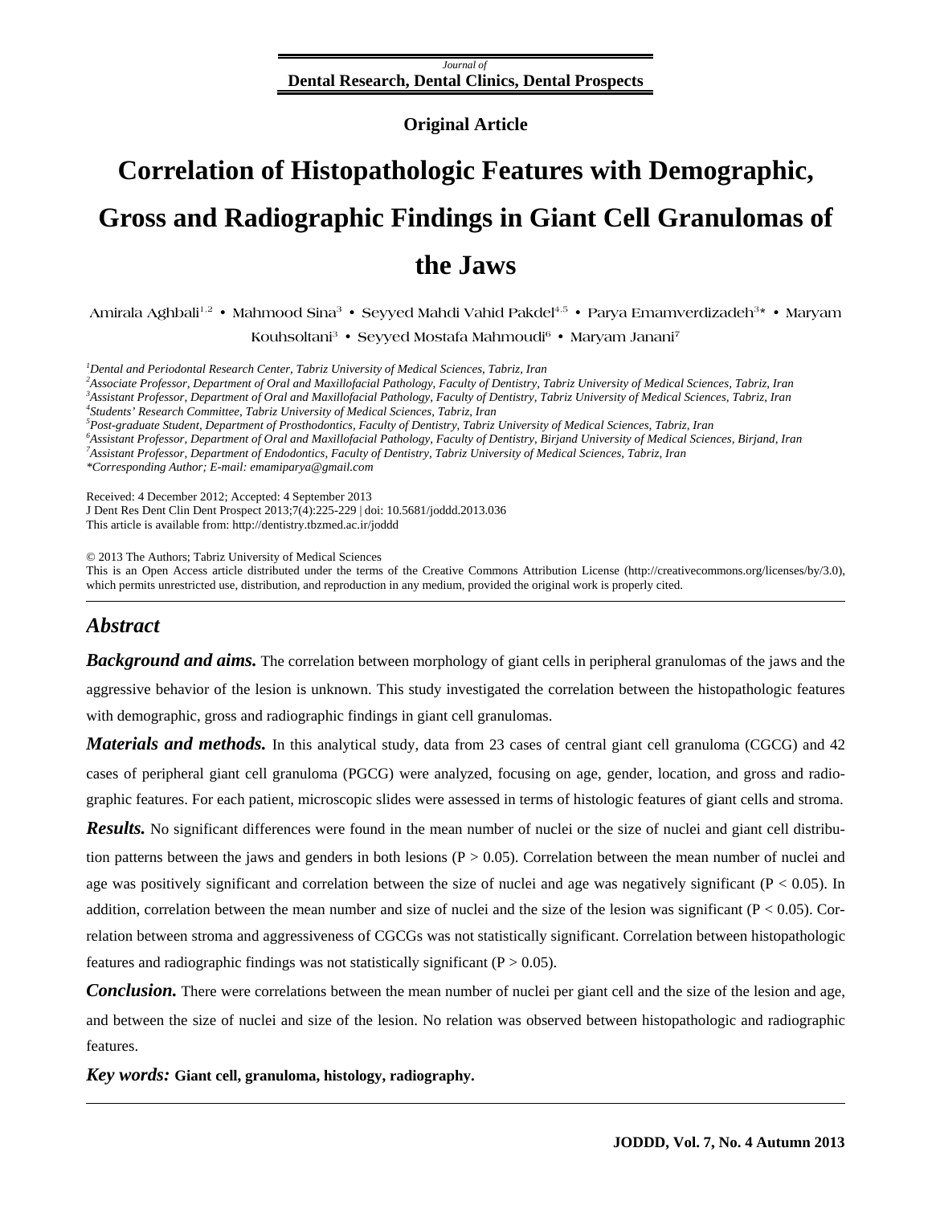Journal of
**Dental Research, Dental Clinics, Dental Prospects**

**Original Article**

# Correlation of Histopathologic Features with Demographic, Gross and Radiographic Findings in Giant Cell Granulomas of the Jaws

Amirala Aghbali[1,2] • Mahmood Sina[3] • Seyyed Mahdi Vahid Pakdel[4,5] • Parya Emamverdizadeh[3]* • Maryam Kouhsoltani[3] • Seyyed Mostafa Mahmoudi[6] • Maryam Janani[7]

*[1]Dental and Periodontal Research Center, Tabriz University of Medical Sciences, Tabriz, Iran*
*[2]Associate Professor, Department of Oral and Maxillofacial Pathology, Faculty of Dentistry, Tabriz University of Medical Sciences, Tabriz, Iran*
*[3]Assistant Professor, Department of Oral and Maxillofacial Pathology, Faculty of Dentistry, Tabriz University of Medical Sciences, Tabriz, Iran*
*[4]Students' Research Committee, Tabriz University of Medical Sciences, Tabriz, Iran*
*[5]Post-graduate Student, Department of Prosthodontics, Faculty of Dentistry, Tabriz University of Medical Sciences, Tabriz, Iran*
*[6]Assistant Professor, Department of Oral and Maxillofacial Pathology, Faculty of Dentistry, Birjand University of Medical Sciences, Birjand, Iran*
*[7]Assistant Professor, Department of Endodontics, Faculty of Dentistry, Tabriz University of Medical Sciences, Tabriz, Iran*
*\*Corresponding Author; E-mail: emamiparya@gmail.com*

Received: 4 December 2012; Accepted: 4 September 2013
J Dent Res Dent Clin Dent Prospect 2013;7(4):225-229 | doi: 10.5681/joddd.2013.036
This article is available from: http://dentistry.tbzmed.ac.ir/joddd

© 2013 The Authors; Tabriz University of Medical Sciences
This is an Open Access article distributed under the terms of the Creative Commons Attribution License (http://creativecommons.org/licenses/by/3.0), which permits unrestricted use, distribution, and reproduction in any medium, provided the original work is properly cited.

## *Abstract*

***Background and aims.*** The correlation between morphology of giant cells in peripheral granulomas of the jaws and the aggressive behavior of the lesion is unknown. This study investigated the correlation between the histopathologic features with demographic, gross and radiographic findings in giant cell granulomas.

***Materials and methods.*** In this analytical study, data from 23 cases of central giant cell granuloma (CGCG) and 42 cases of peripheral giant cell granuloma (PGCG) were analyzed, focusing on age, gender, location, and gross and radiographic features. For each patient, microscopic slides were assessed in terms of histologic features of giant cells and stroma.

***Results.*** No significant differences were found in the mean number of nuclei or the size of nuclei and giant cell distribution patterns between the jaws and genders in both lesions ($P > 0.05$). Correlation between the mean number of nuclei and age was positively significant and correlation between the size of nuclei and age was negatively significant ($P < 0.05$). In addition, correlation between the mean number and size of nuclei and the size of the lesion was significant ($P < 0.05$). Correlation between stroma and aggressiveness of CGCGs was not statistically significant. Correlation between histopathologic features and radiographic findings was not statistically significant ($P > 0.05$).

***Conclusion.*** There were correlations between the mean number of nuclei per giant cell and the size of the lesion and age, and between the size of nuclei and size of the lesion. No relation was observed between histopathologic and radiographic features.

***Key words:*** **Giant cell, granuloma, histology, radiography.**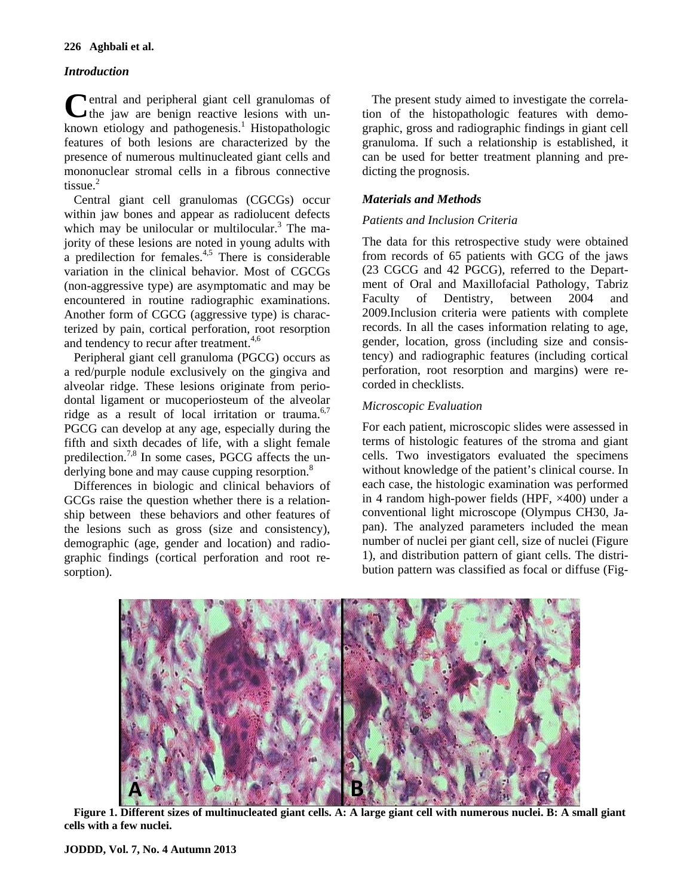## Introduction

Central and peripheral giant cell granulomas of the jaw are benign reactive lesions with unknown etiology and pathogenesis.[1] Histopathologic features of both lesions are characterized by the presence of numerous multinucleated giant cells and mononuclear stromal cells in a fibrous connective tissue.[2]

Central giant cell granulomas (CGCGs) occur within jaw bones and appear as radiolucent defects which may be unilocular or multilocular.[3] The majority of these lesions are noted in young adults with a predilection for females.[4,5] There is considerable variation in the clinical behavior. Most of CGCGs (non-aggressive type) are asymptomatic and may be encountered in routine radiographic examinations. Another form of CGCG (aggressive type) is characterized by pain, cortical perforation, root resorption and tendency to recur after treatment.[4,6]

Peripheral giant cell granuloma (PGCG) occurs as a red/purple nodule exclusively on the gingiva and alveolar ridge. These lesions originate from periodontal ligament or mucoperiosteum of the alveolar ridge as a result of local irritation or trauma.[6,7] PGCG can develop at any age, especially during the fifth and sixth decades of life, with a slight female predilection.[7,8] In some cases, PGCG affects the underlying bone and may cause cupping resorption.[8]

Differences in biologic and clinical behaviors of GCGs raise the question whether there is a relationship between these behaviors and other features of the lesions such as gross (size and consistency), demographic (age, gender and location) and radiographic findings (cortical perforation and root resorption).

The present study aimed to investigate the correlation of the histopathologic features with demographic, gross and radiographic findings in giant cell granuloma. If such a relationship is established, it can be used for better treatment planning and predicting the prognosis.

## Materials and Methods

### Patients and Inclusion Criteria

The data for this retrospective study were obtained from records of 65 patients with GCG of the jaws (23 CGCG and 42 PGCG), referred to the Department of Oral and Maxillofacial Pathology, Tabriz Faculty of Dentistry, between 2004 and 2009.Inclusion criteria were patients with complete records. In all the cases information relating to age, gender, location, gross (including size and consistency) and radiographic features (including cortical perforation, root resorption and margins) were recorded in checklists.

### Microscopic Evaluation

For each patient, microscopic slides were assessed in terms of histologic features of the stroma and giant cells. Two investigators evaluated the specimens without knowledge of the patient's clinical course. In each case, the histologic examination was performed in 4 random high-power fields (HPF, ×400) under a conventional light microscope (Olympus CH30, Japan). The analyzed parameters included the mean number of nuclei per giant cell, size of nuclei (Figure 1), and distribution pattern of giant cells. The distribution pattern was classified as focal or diffuse (Fig-

**Figure 1. Different sizes of multinucleated giant cells. A: A large giant cell with numerous nuclei. B: A small giant cells with a few nuclei.**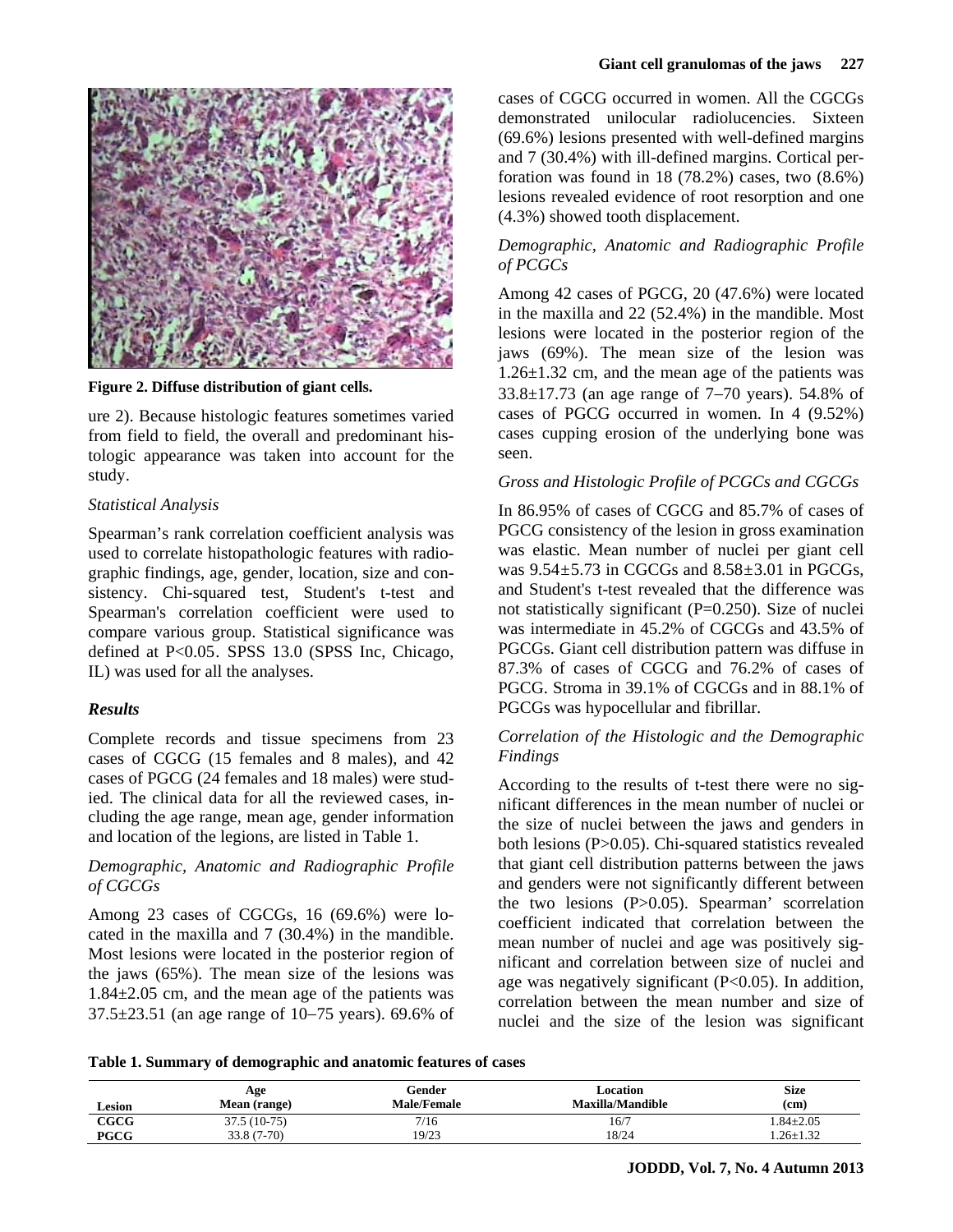Figure 2. Diffuse distribution of giant cells.

ure 2). Because histologic features sometimes varied from field to field, the overall and predominant histologic appearance was taken into account for the study.

### *Statistical Analysis*

Spearman's rank correlation coefficient analysis was used to correlate histopathologic features with radiographic findings, age, gender, location, size and consistency. Chi-squared test, Student's t-test and Spearman's correlation coefficient were used to compare various group. Statistical significance was defined at $P<0.05$. SPSS 13.0 (SPSS Inc, Chicago, IL) was used for all the analyses.

## *Results*

Complete records and tissue specimens from 23 cases of CGCG (15 females and 8 males), and 42 cases of PGCG (24 females and 18 males) were studied. The clinical data for all the reviewed cases, including the age range, mean age, gender information and location of the legions, are listed in Table 1.

### *Demographic, Anatomic and Radiographic Profile of CGCGs*

Among 23 cases of CGCGs, 16 (69.6%) were located in the maxilla and 7 (30.4%) in the mandible. Most lesions were located in the posterior region of the jaws (65%). The mean size of the lesions was 1.84±2.05 cm, and the mean age of the patients was 37.5±23.51 (an age range of 10−75 years). 69.6% of cases of CGCG occurred in women. All the CGCGs demonstrated unilocular radiolucencies. Sixteen (69.6%) lesions presented with well-defined margins and 7 (30.4%) with ill-defined margins. Cortical perforation was found in 18 (78.2%) cases, two (8.6%) lesions revealed evidence of root resorption and one (4.3%) showed tooth displacement.

### *Demographic, Anatomic and Radiographic Profile of PCGCs*

Among 42 cases of PGCG, 20 (47.6%) were located in the maxilla and 22 (52.4%) in the mandible. Most lesions were located in the posterior region of the jaws (69%). The mean size of the lesion was 1.26±1.32 cm, and the mean age of the patients was 33.8±17.73 (an age range of 7−70 years). 54.8% of cases of PGCG occurred in women. In 4 (9.52%) cases cupping erosion of the underlying bone was seen.

### *Gross and Histologic Profile of PCGCs and CGCGs*

In 86.95% of cases of CGCG and 85.7% of cases of PGCG consistency of the lesion in gross examination was elastic. Mean number of nuclei per giant cell was 9.54±5.73 in CGCGs and 8.58±3.01 in PGCGs, and Student's t-test revealed that the difference was not statistically significant ($P=0.250$). Size of nuclei was intermediate in 45.2% of CGCGs and 43.5% of PGCGs. Giant cell distribution pattern was diffuse in 87.3% of cases of CGCG and 76.2% of cases of PGCG. Stroma in 39.1% of CGCGs and in 88.1% of PGCGs was hypocellular and fibrillar.

### *Correlation of the Histologic and the Demographic Findings*

According to the results of t-test there were no significant differences in the mean number of nuclei or the size of nuclei between the jaws and genders in both lesions ($P>0.05$). Chi-squared statistics revealed that giant cell distribution patterns between the jaws and genders were not significantly different between the two lesions ($P>0.05$). Spearman' scorrelation coefficient indicated that correlation between the mean number of nuclei and age was positively significant and correlation between size of nuclei and age was negatively significant ($P<0.05$). In addition, correlation between the mean number and size of nuclei and the size of the lesion was significant

**Table 1. Summary of demographic and anatomic features of cases**

| Lesion | Age Mean (range) | Gender Male/Female | Location Maxilla/Mandible | Size (cm) |
|---|---|---|---|---|
| **CGCG** | 37.5 (10-75) | 7/16 | 16/7 | 1.84±2.05 |
| **PGCG** | 33.8 (7-70) | 19/23 | 18/24 | 1.26±1.32 |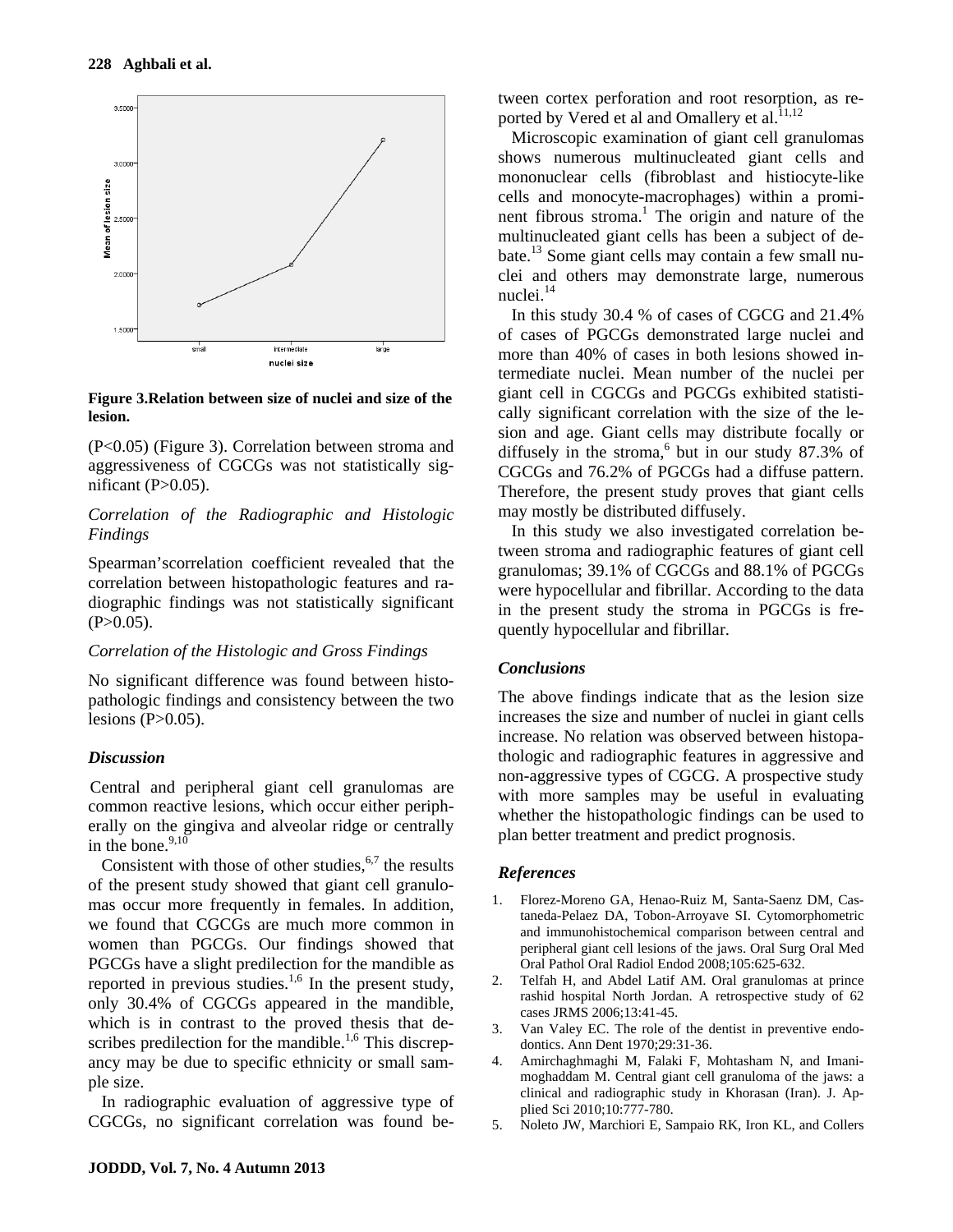**Figure 3.Relation between size of nuclei and size of the lesion.**

(P<0.05) (Figure 3). Correlation between stroma and aggressiveness of CGCGs was not statistically significant (P>0.05).

*Correlation of the Radiographic and Histologic Findings*

Spearman'scorrelation coefficient revealed that the correlation between histopathologic features and radiographic findings was not statistically significant (P>0.05).

*Correlation of the Histologic and Gross Findings*

No significant difference was found between histopathologic findings and consistency between the two lesions (P>0.05).

## *Discussion*

Central and peripheral giant cell granulomas are common reactive lesions, which occur either peripherally on the gingiva and alveolar ridge or centrally in the bone.[9,10]

Consistent with those of other studies,[6,7] the results of the present study showed that giant cell granulomas occur more frequently in females. In addition, we found that CGCGs are much more common in women than PGCGs. Our findings showed that PGCGs have a slight predilection for the mandible as reported in previous studies.[1,6] In the present study, only 30.4% of CGCGs appeared in the mandible, which is in contrast to the proved thesis that describes predilection for the mandible.[1,6] This discrepancy may be due to specific ethnicity or small sample size.

In radiographic evaluation of aggressive type of CGCGs, no significant correlation was found between cortex perforation and root resorption, as reported by Vered et al and Omallery et al.[11,12]

Microscopic examination of giant cell granulomas shows numerous multinucleated giant cells and mononuclear cells (fibroblast and histiocyte-like cells and monocyte-macrophages) within a prominent fibrous stroma.[1] The origin and nature of the multinucleated giant cells has been a subject of debate.[13] Some giant cells may contain a few small nuclei and others may demonstrate large, numerous nuclei.[14]

In this study 30.4 % of cases of CGCG and 21.4% of cases of PGCGs demonstrated large nuclei and more than 40% of cases in both lesions showed intermediate nuclei. Mean number of the nuclei per giant cell in CGCGs and PGCGs exhibited statistically significant correlation with the size of the lesion and age. Giant cells may distribute focally or diffusely in the stroma,[6] but in our study 87.3% of CGCGs and 76.2% of PGCGs had a diffuse pattern. Therefore, the present study proves that giant cells may mostly be distributed diffusely.

In this study we also investigated correlation between stroma and radiographic features of giant cell granulomas; 39.1% of CGCGs and 88.1% of PGCGs were hypocellular and fibrillar. According to the data in the present study the stroma in PGCGs is frequently hypocellular and fibrillar.

## *Conclusions*

The above findings indicate that as the lesion size increases the size and number of nuclei in giant cells increase. No relation was observed between histopathologic and radiographic features in aggressive and non-aggressive types of CGCG. A prospective study with more samples may be useful in evaluating whether the histopathologic findings can be used to plan better treatment and predict prognosis.

## *References*

1. Florez-Moreno GA, Henao-Ruiz M, Santa-Saenz DM, Castaneda-Pelaez DA, Tobon-Arroyave SI. Cytomorphometric and immunohistochemical comparison between central and peripheral giant cell lesions of the jaws. Oral Surg Oral Med Oral Pathol Oral Radiol Endod 2008;105:625-632.
2. Telfah H, and Abdel Latif AM. Oral granulomas at prince rashid hospital North Jordan. A retrospective study of 62 cases JRMS 2006;13:41-45.
3. Van Valey EC. The role of the dentist in preventive endodontics. Ann Dent 1970;29:31-36.
4. Amirchaghmaghi M, Falaki F, Mohtasham N, and Imanimoghaddam M. Central giant cell granuloma of the jaws: a clinical and radiographic study in Khorasan (Iran). J. Applied Sci 2010;10:777-780.
5. Noleto JW, Marchiori E, Sampaio RK, Iron KL, and Collers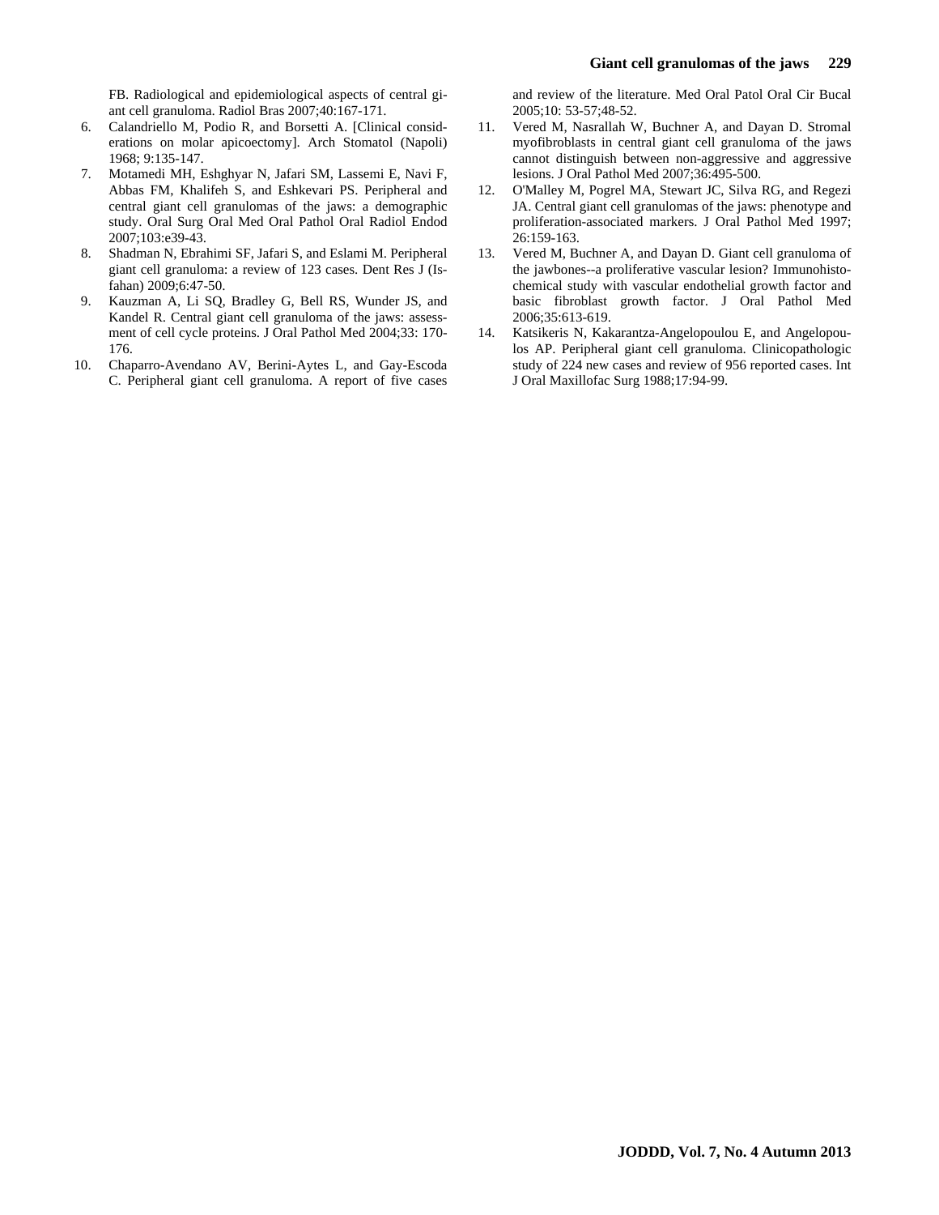FB. Radiological and epidemiological aspects of central giant cell granuloma. Radiol Bras 2007;40:167-171.

6. Calandriello M, Podio R, and Borsetti A. [Clinical considerations on molar apicoectomy]. Arch Stomatol (Napoli) 1968; 9:135-147.
7. Motamedi MH, Eshghyar N, Jafari SM, Lassemi E, Navi F, Abbas FM, Khalifeh S, and Eshkevari PS. Peripheral and central giant cell granulomas of the jaws: a demographic study. Oral Surg Oral Med Oral Pathol Oral Radiol Endod 2007;103:e39-43.
8. Shadman N, Ebrahimi SF, Jafari S, and Eslami M. Peripheral giant cell granuloma: a review of 123 cases. Dent Res J (Isfahan) 2009;6:47-50.
9. Kauzman A, Li SQ, Bradley G, Bell RS, Wunder JS, and Kandel R. Central giant cell granuloma of the jaws: assessment of cell cycle proteins. J Oral Pathol Med 2004;33: 170-176.
10. Chaparro-Avendano AV, Berini-Aytes L, and Gay-Escoda C. Peripheral giant cell granuloma. A report of five cases and review of the literature. Med Oral Patol Oral Cir Bucal 2005;10: 53-57;48-52.
11. Vered M, Nasrallah W, Buchner A, and Dayan D. Stromal myofibroblasts in central giant cell granuloma of the jaws cannot distinguish between non-aggressive and aggressive lesions. J Oral Pathol Med 2007;36:495-500.
12. O'Malley M, Pogrel MA, Stewart JC, Silva RG, and Regezi JA. Central giant cell granulomas of the jaws: phenotype and proliferation-associated markers. J Oral Pathol Med 1997; 26:159-163.
13. Vered M, Buchner A, and Dayan D. Giant cell granuloma of the jawbones--a proliferative vascular lesion? Immunohistochemical study with vascular endothelial growth factor and basic fibroblast growth factor. J Oral Pathol Med 2006;35:613-619.
14. Katsikeris N, Kakarantza-Angelopoulou E, and Angelopoulos AP. Peripheral giant cell granuloma. Clinicopathologic study of 224 new cases and review of 956 reported cases. Int J Oral Maxillofac Surg 1988;17:94-99.